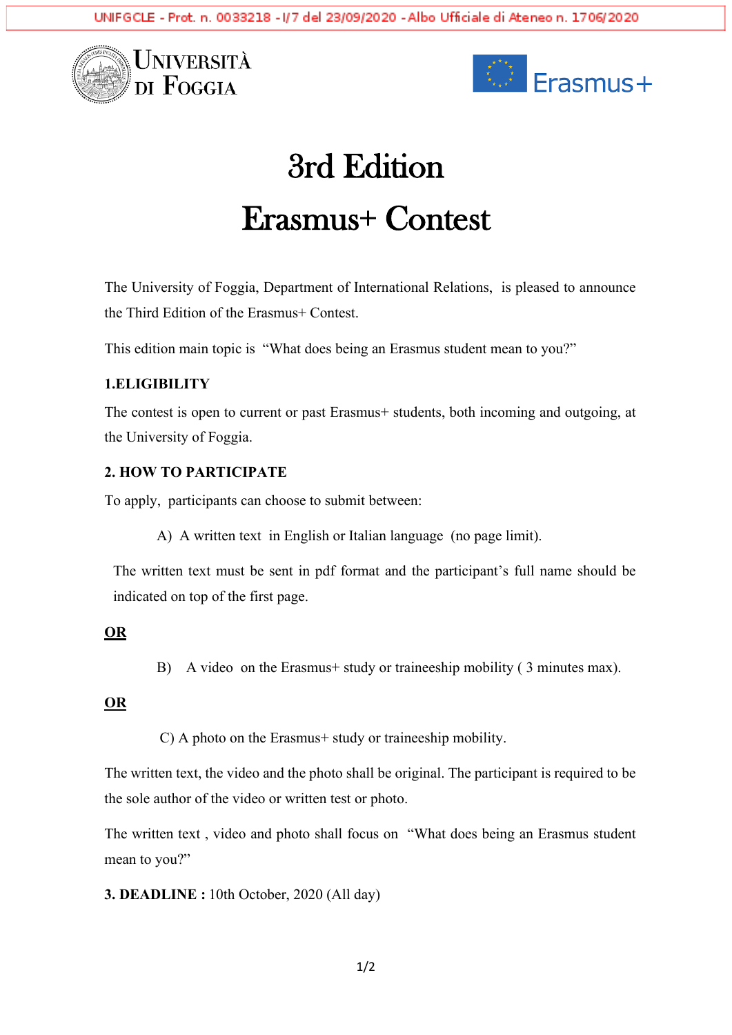UNIFGCLE - Prot. n. 0033218 - I/7 del 23/09/2020 - Albo Ufficiale di Ateneo n. 1706/2020

UNIVERSITÀ DI FOGGIA

Erasmus+

# 3rd Edition

# Erasmus+ Contest

The University of Foggia, Department of International Relations, is pleased to announce the Third Edition of the Erasmus+ Contest.

This edition main topic is "What does being an Erasmus student mean to you?"

**1.ELIGIBILITY**

The contest is open to current or past Erasmus+ students, both incoming and outgoing, at the University of Foggia.

**2. HOW TO PARTICIPATE**

To apply, participants can choose to submit between:

A) A written text in English or Italian language (no page limit).

The written text must be sent in pdf format and the participant's full name should be indicated on top of the first page.

**OR**

B) A video on the Erasmus+ study or traineeship mobility ( 3 minutes max).

**OR**

C) A photo on the Erasmus+ study or traineeship mobility.

The written text, the video and the photo shall be original. The participant is required to be the sole author of the video or written test or photo.

The written text , video and photo shall focus on "What does being an Erasmus student mean to you?"

**3. DEADLINE :** 10th October, 2020 (All day)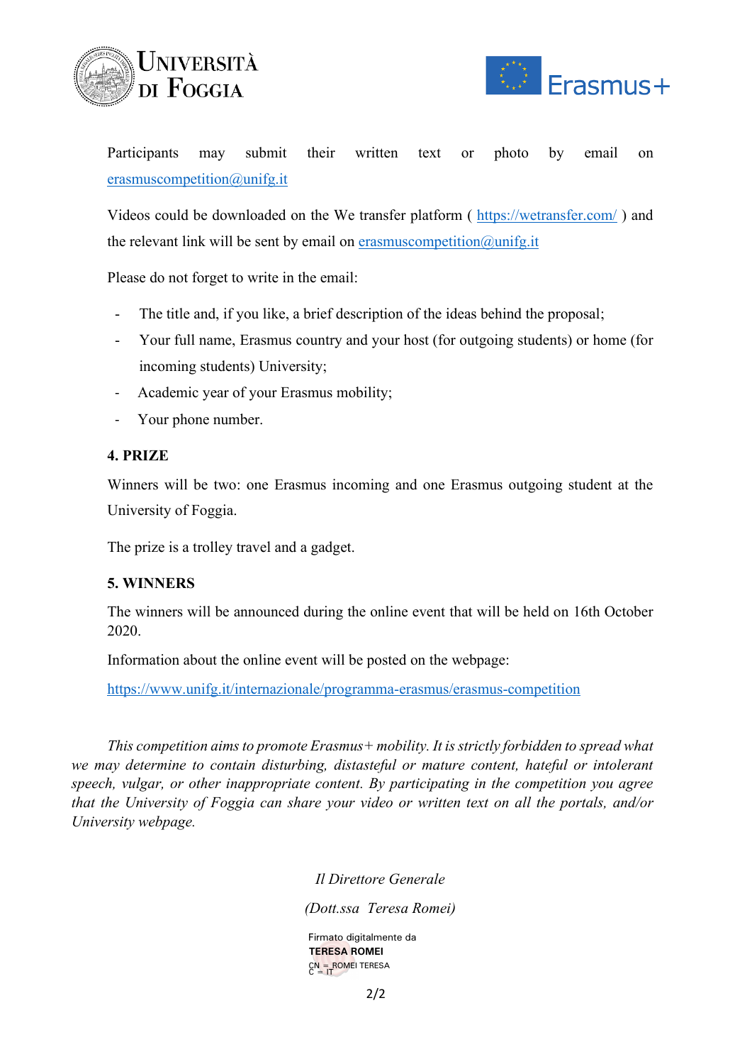Participants may submit their written text or photo by email on erasmuscompetition@unifg.it

Videos could be downloaded on the We transfer platform ( https://wetransfer.com/ ) and the relevant link will be sent by email on erasmuscompetition@unifg.it

Please do not forget to write in the email:

- The title and, if you like, a brief description of the ideas behind the proposal;
- Your full name, Erasmus country and your host (for outgoing students) or home (for incoming students) University;
- Academic year of your Erasmus mobility;
- Your phone number.

**4. PRIZE**

Winners will be two: one Erasmus incoming and one Erasmus outgoing student at the University of Foggia.

The prize is a trolley travel and a gadget.

**5. WINNERS**

The winners will be announced during the online event that will be held on 16th October 2020.

Information about the online event will be posted on the webpage:

https://www.unifg.it/internazionale/programma-erasmus/erasmus-competition

*This competition aims to promote Erasmus+ mobility. It is strictly forbidden to spread what we may determine to contain disturbing, distasteful or mature content, hateful or intolerant speech, vulgar, or other inappropriate content. By participating in the competition you agree that the University of Foggia can share your video or written text on all the portals, and/or University webpage.*

*Il Direttore Generale*

*(Dott.ssa Teresa Romei)*

Firmato digitalmente da
**TERESA ROMEI**
CN = ROMEI TERESA
C = IT